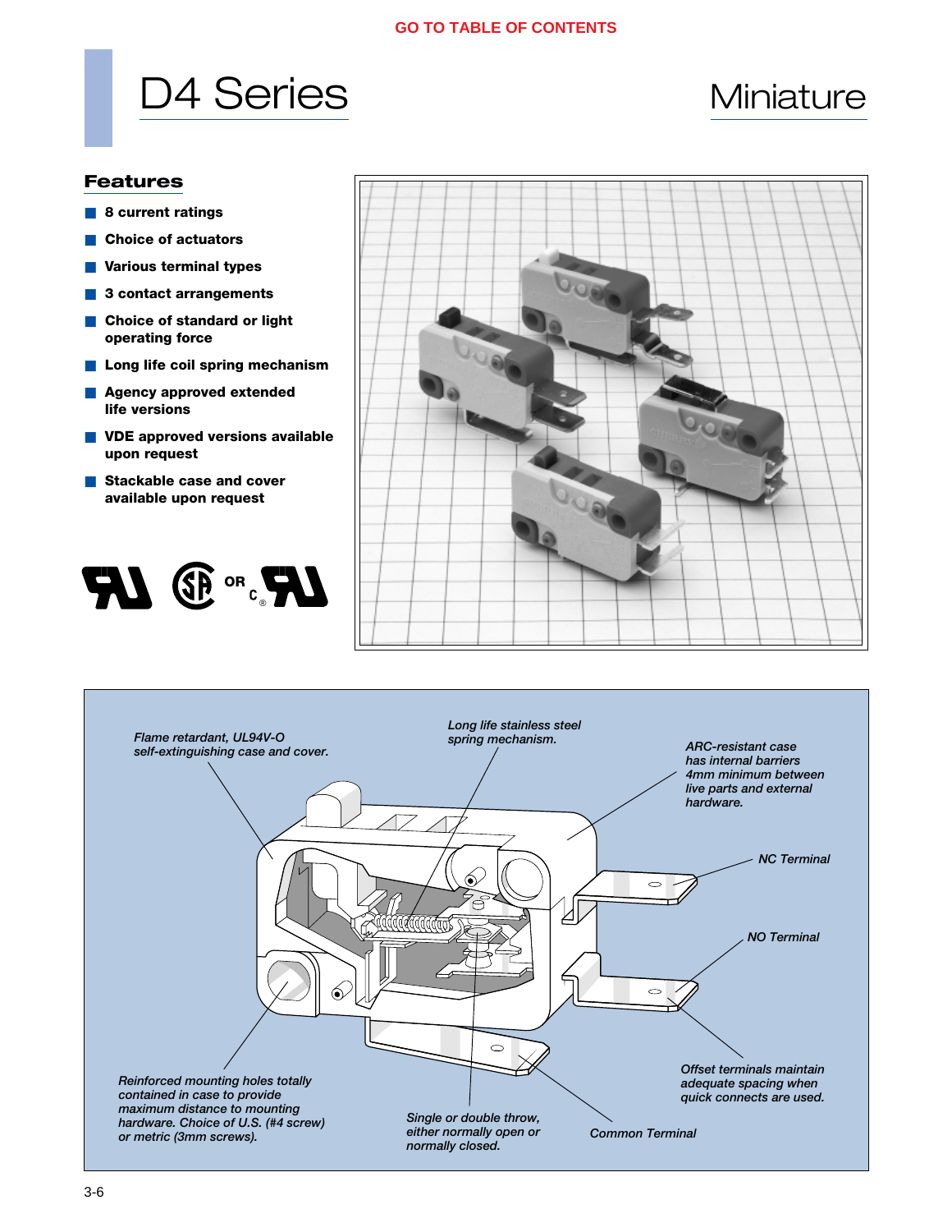GO TO TABLE OF CONTENTS

# D4 Series

Miniature

## Features

- 8 current ratings
- Choice of actuators
- Various terminal types
- 3 contact arrangements
- Choice of standard or light operating force
- Long life coil spring mechanism
- Agency approved extended life versions
- VDE approved versions available upon request
- Stackable case and cover available upon request

*Flame retardant, UL94V-O self-extinguishing case and cover.*

*Long life stainless steel spring mechanism.*

*ARC-resistant case has internal barriers 4mm minimum between live parts and external hardware.*

*NC Terminal*

*NO Terminal*

*Offset terminals maintain adequate spacing when quick connects are used.*

*Reinforced mounting holes totally contained in case to provide maximum distance to mounting hardware. Choice of U.S. (#4 screw) or metric (3mm screws).*

*Single or double throw, either normally open or normally closed.*

*Common Terminal*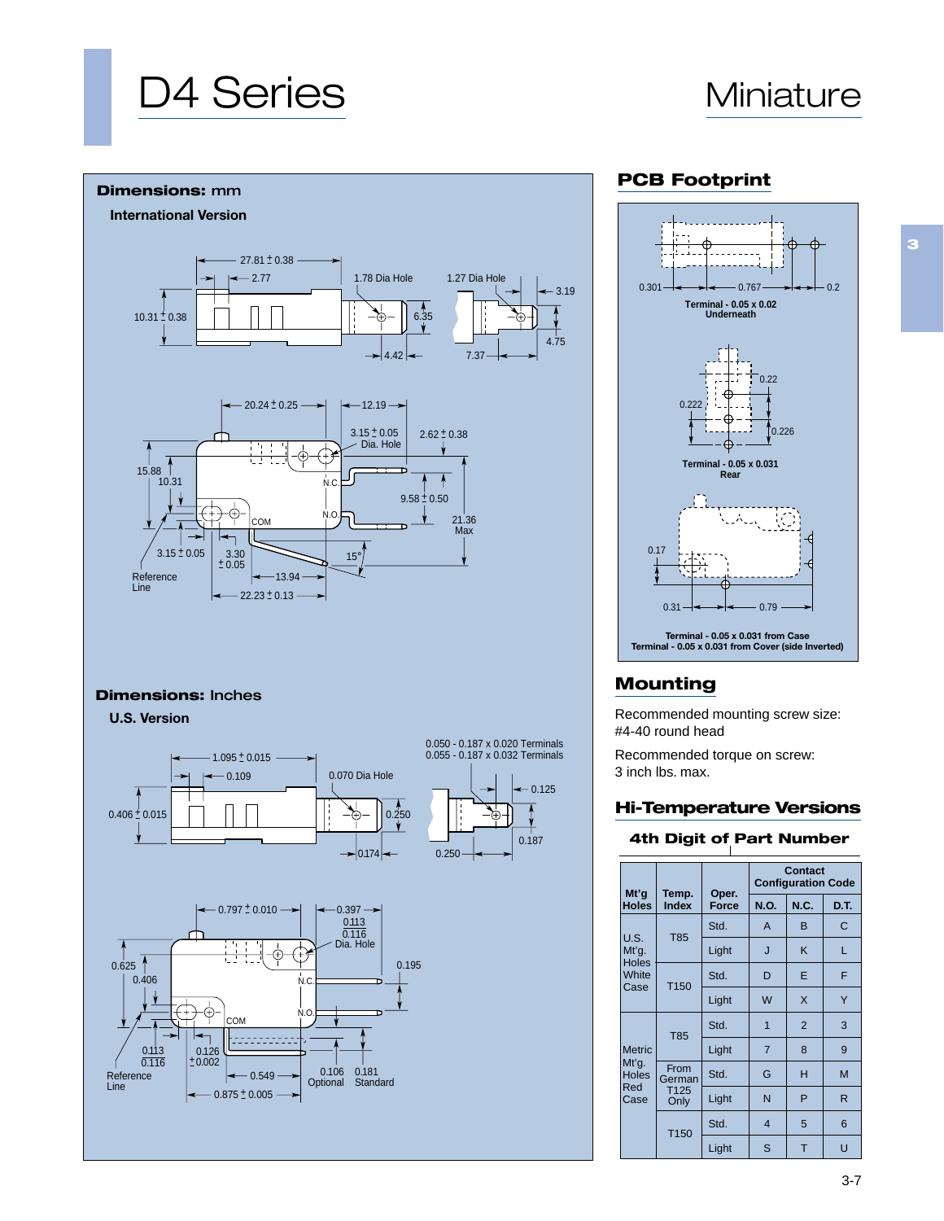# D4 Series

## Miniature

## Dimensions: mm

### International Version

27.81 ± 0.38
2.77
1.78 Dia Hole
1.27 Dia Hole
3.19
10.31 ± 0.38
6.35
4.42
7.37
4.75

20.24 ± 0.25
12.19
3.15 ± 0.05 Dia. Hole
2.62 ± 0.38
15.88
10.31
N.C.
9.58 ± 0.50
N.O.
COM
21.36 Max
3.15 ± 0.05
3.30 ± 0.05
15°
Reference Line
13.94
22.23 ± 0.13

## Dimensions: Inches

### U.S. Version

1.095 ± 0.015
0.109
0.070 Dia Hole
0.050 - 0.187 x 0.020 Terminals
0.055 - 0.187 x 0.032 Terminals
0.125
0.406 ± 0.015
0.250
0.174
0.250
0.187

0.797 ± 0.010
0.397
0.113 / 0.116 Dia. Hole
0.625
0.406
N.C.
0.195
N.O.
COM
0.113 / 0.116
0.126 ± 0.002
Reference Line
0.549
0.106 Optional
0.181 Standard
0.875 ± 0.005

## PCB Footprint

0.301
0.767
0.2
Terminal - 0.05 x 0.02 Underneath

0.22
0.222
0.226
Terminal - 0.05 x 0.031 Rear

0.17
0.31
0.79
Terminal - 0.05 x 0.031 from Case
Terminal - 0.05 x 0.031 from Cover (side Inverted)

## Mounting

Recommended mounting screw size: #4-40 round head

Recommended torque on screw: 3 inch lbs. max.

## Hi-Temperature Versions

### 4th Digit of Part Number

| Mt'g Holes | Temp. Index | Oper. Force | Contact Configuration Code | | |
|---|---|---|---|---|---|
| | | | N.O. | N.C. | D.T. |
| U.S. Mt'g. Holes White Case | T85 | Std. | A | B | C |
| | | Light | J | K | L |
| | T150 | Std. | D | E | F |
| | | Light | W | X | Y |
| Metric Mt'g. Holes Red Case | T85 | Std. | 1 | 2 | 3 |
| | | Light | 7 | 8 | 9 |
| | From German T125 Only | Std. | G | H | M |
| | | Light | N | P | R |
| | T150 | Std. | 4 | 5 | 6 |
| | | Light | S | T | U |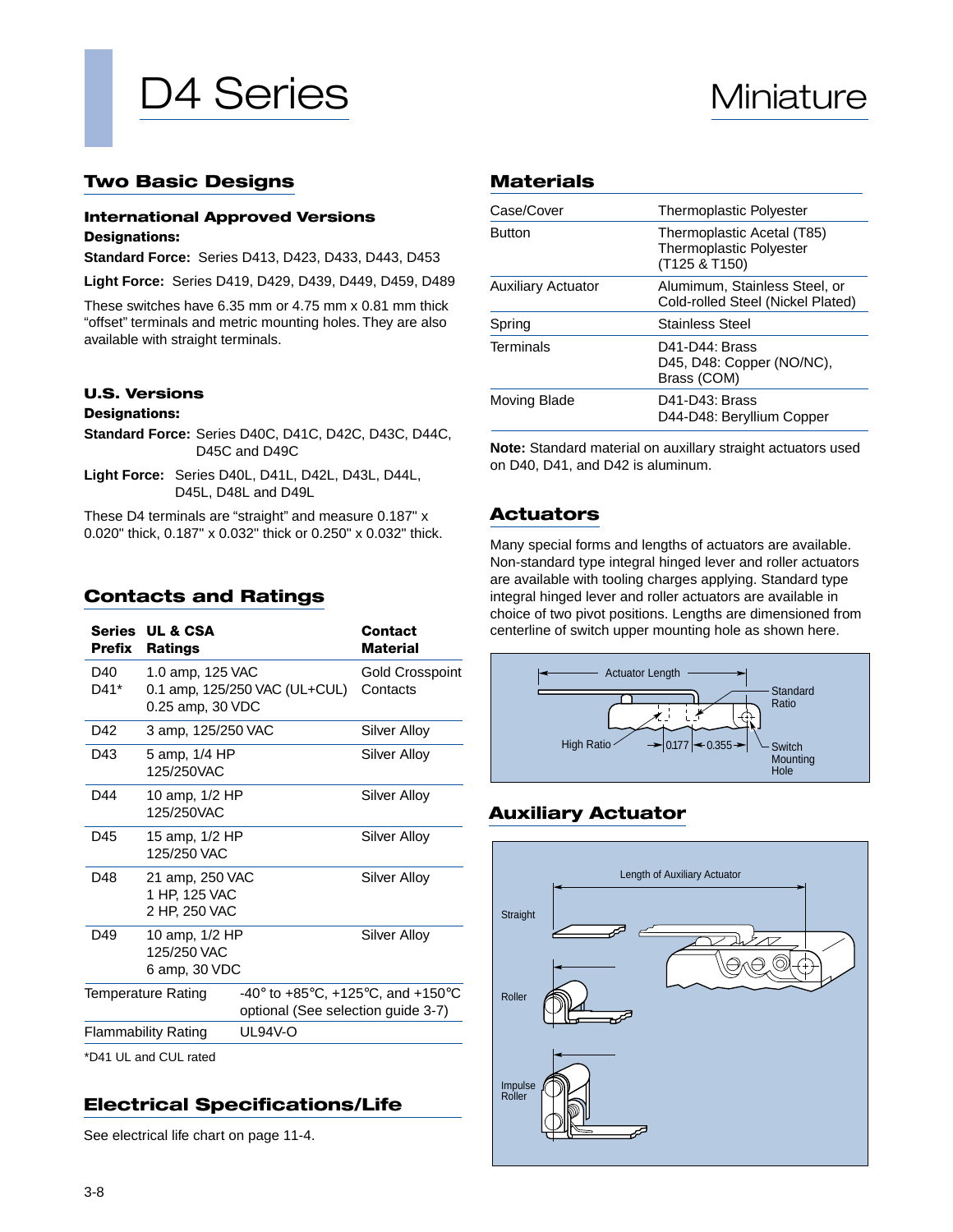# D4 Series

Miniature

## Two Basic Designs

### International Approved Versions

**Designations:**

**Standard Force:** Series D413, D423, D433, D443, D453

**Light Force:** Series D419, D429, D439, D449, D459, D489

These switches have 6.35 mm or 4.75 mm x 0.81 mm thick "offset" terminals and metric mounting holes. They are also available with straight terminals.

### U.S. Versions

**Designations:**

**Standard Force:** Series D40C, D41C, D42C, D43C, D44C, D45C and D49C

**Light Force:** Series D40L, D41L, D42L, D43L, D44L, D45L, D48L and D49L

These D4 terminals are "straight" and measure 0.187" x 0.020" thick, 0.187" x 0.032" thick or 0.250" x 0.032" thick.

## Contacts and Ratings

| Series Prefix | UL & CSA Ratings | Contact Material |
|---|---|---|
| D40<br>D41* | 1.0 amp, 125 VAC<br>0.1 amp, 125/250 VAC (UL+CUL)<br>0.25 amp, 30 VDC | Gold Crosspoint Contacts |
| D42 | 3 amp, 125/250 VAC | Silver Alloy |
| D43 | 5 amp, 1/4 HP<br>125/250VAC | Silver Alloy |
| D44 | 10 amp, 1/2 HP<br>125/250VAC | Silver Alloy |
| D45 | 15 amp, 1/2 HP<br>125/250 VAC | Silver Alloy |
| D48 | 21 amp, 250 VAC<br>1 HP, 125 VAC<br>2 HP, 250 VAC | Silver Alloy |
| D49 | 10 amp, 1/2 HP<br>125/250 VAC<br>6 amp, 30 VDC | Silver Alloy |
| Temperature Rating | -40° to +85°C, +125°C, and +150°C optional (See selection guide 3-7) | |
| Flammability Rating | UL94V-O | |

*D41 UL and CUL rated

## Electrical Specifications/Life

See electrical life chart on page 11-4.

## Materials

| | |
|---|---|
| Case/Cover | Thermoplastic Polyester |
| Button | Thermoplastic Acetal (T85)<br>Thermoplastic Polyester (T125 & T150) |
| Auxiliary Actuator | Alumimum, Stainless Steel, or Cold-rolled Steel (Nickel Plated) |
| Spring | Stainless Steel |
| Terminals | D41-D44: Brass<br>D45, D48: Copper (NO/NC), Brass (COM) |
| Moving Blade | D41-D43: Brass<br>D44-D48: Beryllium Copper |

**Note:** Standard material on auxillary straight actuators used on D40, D41, and D42 is aluminum.

## Actuators

Many special forms and lengths of actuators are available. Non-standard type integral hinged lever and roller actuators are available with tooling charges applying. Standard type integral hinged lever and roller actuators are available in choice of two pivot positions. Lengths are dimensioned from centerline of switch upper mounting hole as shown here.

Actuator Length — Standard Ratio — High Ratio — 0.177 — 0.355 — Switch Mounting Hole

## Auxiliary Actuator

Length of Auxiliary Actuator

Straight

Roller

Impulse Roller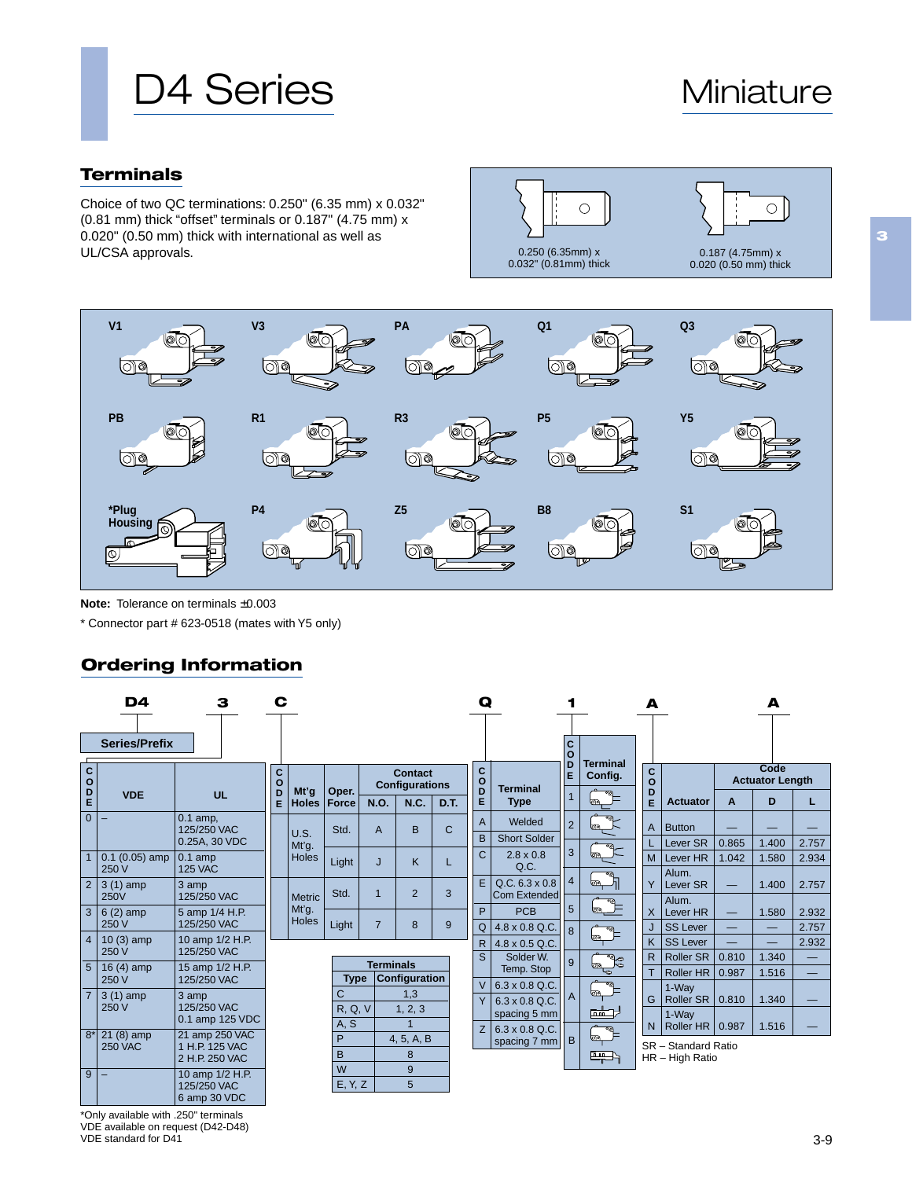# D4 Series

Miniature

## Terminals

Choice of two QC terminations: 0.250" (6.35 mm) x 0.032" (0.81 mm) thick “offset” terminals or 0.187" (4.75 mm) x 0.020" (0.50 mm) thick with international as well as UL/CSA approvals.

0.250 (6.35mm) x 0.032" (0.81mm) thick

0.187 (4.75mm) x 0.020 (0.50 mm) thick

V1, V3, PA, Q1, Q3, PB, R1, R3, P5, Y5, *Plug Housing, P4, Z5, B8, S1

**Note:** Tolerance on terminals ±0.003

\* Connector part # 623-0518 (mates with Y5 only)

## Ordering Information

D4 | 3 | C | Q | 1 | A | A

**Series/Prefix**

| CODE | VDE | UL |
|---|---|---|
| 0 | – | 0.1 amp, 125/250 VAC 0.25A, 30 VDC |
| 1 | 0.1 (0.05) amp 250 V | 0.1 amp 125 VAC |
| 2 | 3 (1) amp 250V | 3 amp 125/250 VAC |
| 3 | 6 (2) amp 250 V | 5 amp 1/4 H.P. 125/250 VAC |
| 4 | 10 (3) amp 250 V | 10 amp 1/2 H.P. 125/250 VAC |
| 5 | 16 (4) amp 250 V | 15 amp 1/2 H.P. 125/250 VAC |
| 7 | 3 (1) amp 250 V | 3 amp 125/250 VAC 0.1 amp 125 VDC |
| 8* | 21 (8) amp 250 VAC | 21 amp 250 VAC 1 H.P. 125 VAC 2 H.P. 250 VAC |
| 9 | – | 10 amp 1/2 H.P. 125/250 VAC 6 amp 30 VDC |

\*Only available with .250" terminals
VDE available on request (D42-D48)
VDE standard for D41

| Mt'g Holes | Oper. Force | Contact Configurations N.O. | N.C. | D.T. |
|---|---|---|---|---|
| U.S. Mt'g. Holes | Std. | A | B | C |
| | Light | J | K | L |
| Metric Mt'g. Holes | Std. | 1 | 2 | 3 |
| | Light | 7 | 8 | 9 |

| Terminals Type | Configuration |
|---|---|
| C | 1,3 |
| R, Q, V | 1, 2, 3 |
| A, S | 1 |
| P | 4, 5, A, B |
| B | 8 |
| W | 9 |
| E, Y, Z | 5 |

| CODE | Terminal Type |
|---|---|
| A | Welded |
| B | Short Solder |
| C | 2.8 x 0.8 Q.C. |
| E | Q.C. 6.3 x 0.8 Com Extended |
| P | PCB |
| Q | 4.8 x 0.8 Q.C. |
| R | 4.8 x 0.5 Q.C. |
| S | Solder W. Temp. Stop |
| V | 6.3 x 0.8 Q.C. |
| Y | 6.3 x 0.8 Q.C. spacing 5 mm |
| Z | 6.3 x 0.8 Q.C. spacing 7 mm |

| CODE | Terminal Config. |
|---|---|
| 1 | |
| 2 | |
| 3 | |
| 4 | |
| 5 | |
| 8 | |
| 9 | |
| A | |
| B | |

| CODE | Actuator | Code Actuator Length A | D | L |
|---|---|---|---|---|
| A | Button | — | — | — |
| L | Lever SR | 0.865 | 1.400 | 2.757 |
| M | Lever HR | 1.042 | 1.580 | 2.934 |
| Y | Alum. Lever SR | — | 1.400 | 2.757 |
| X | Alum. Lever HR | — | 1.580 | 2.932 |
| J | SS Lever | — | — | 2.757 |
| K | SS Lever | — | — | 2.932 |
| R | Roller SR | 0.810 | 1.340 | — |
| T | Roller HR | 0.987 | 1.516 | — |
| G | 1-Way Roller SR | 0.810 | 1.340 | — |
| N | 1-Way Roller HR | 0.987 | 1.516 | — |

SR – Standard Ratio
HR – High Ratio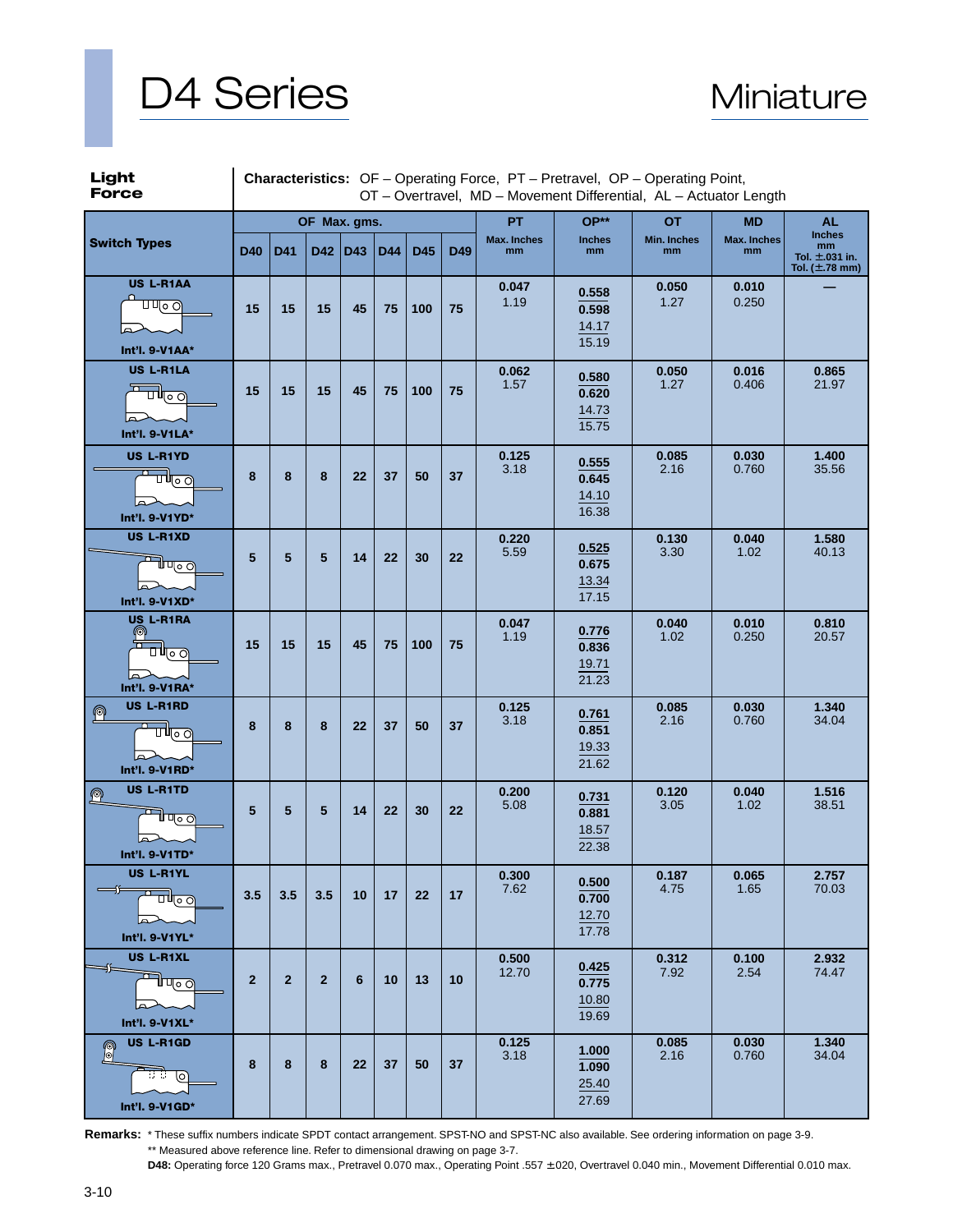# D4 Series

## Miniature

**Light Force**

**Characteristics:** OF – Operating Force, PT – Pretravel, OP – Operating Point, OT – Overtravel, MD – Movement Differential, AL – Actuator Length

| Switch Types | OF Max. gms. | | | | | | | PT | OP** | OT | MD | AL |
|---|---|---|---|---|---|---|---|---|---|---|---|---|
| | D40 | D41 | D42 | D43 | D44 | D45 | D49 | Max. Inches mm | Inches mm | Min. Inches mm | Max. Inches mm | Inches mm Tol. ±.031 in. Tol. (±.78 mm) |
| US L-R1AA / Int'l. 9-V1AA* | 15 | 15 | 15 | 45 | 75 | 100 | 75 | 0.047 1.19 | 0.558 0.598 14.17 15.19 | 0.050 1.27 | 0.010 0.250 | — |
| US L-R1LA / Int'l. 9-V1LA* | 15 | 15 | 15 | 45 | 75 | 100 | 75 | 0.062 1.57 | 0.580 0.620 14.73 15.75 | 0.050 1.27 | 0.016 0.406 | 0.865 21.97 |
| US L-R1YD / Int'l. 9-V1YD* | 8 | 8 | 8 | 22 | 37 | 50 | 37 | 0.125 3.18 | 0.555 0.645 14.10 16.38 | 0.085 2.16 | 0.030 0.760 | 1.400 35.56 |
| US L-R1XD / Int'l. 9-V1XD* | 5 | 5 | 5 | 14 | 22 | 30 | 22 | 0.220 5.59 | 0.525 0.675 13.34 17.15 | 0.130 3.30 | 0.040 1.02 | 1.580 40.13 |
| US L-R1RA / Int'l. 9-V1RA* | 15 | 15 | 15 | 45 | 75 | 100 | 75 | 0.047 1.19 | 0.776 0.836 19.71 21.23 | 0.040 1.02 | 0.010 0.250 | 0.810 20.57 |
| US L-R1RD / Int'l. 9-V1RD* | 8 | 8 | 8 | 22 | 37 | 50 | 37 | 0.125 3.18 | 0.761 0.851 19.33 21.62 | 0.085 2.16 | 0.030 0.760 | 1.340 34.04 |
| US L-R1TD / Int'l. 9-V1TD* | 5 | 5 | 5 | 14 | 22 | 30 | 22 | 0.200 5.08 | 0.731 0.881 18.57 22.38 | 0.120 3.05 | 0.040 1.02 | 1.516 38.51 |
| US L-R1YL / Int'l. 9-V1YL* | 3.5 | 3.5 | 3.5 | 10 | 17 | 22 | 17 | 0.300 7.62 | 0.500 0.700 12.70 17.78 | 0.187 4.75 | 0.065 1.65 | 2.757 70.03 |
| US L-R1XL / Int'l. 9-V1XL* | 2 | 2 | 2 | 6 | 10 | 13 | 10 | 0.500 12.70 | 0.425 0.775 10.80 19.69 | 0.312 7.92 | 0.100 2.54 | 2.932 74.47 |
| US L-R1GD / Int'l. 9-V1GD* | 8 | 8 | 8 | 22 | 37 | 50 | 37 | 0.125 3.18 | 1.000 1.090 25.40 27.69 | 0.085 2.16 | 0.030 0.760 | 1.340 34.04 |

**Remarks:** * These suffix numbers indicate SPDT contact arrangement. SPST-NO and SPST-NC also available. See ordering information on page 3-9.
** Measured above reference line. Refer to dimensional drawing on page 3-7.
**D48:** Operating force 120 Grams max., Pretravel 0.070 max., Operating Point .557 ±.020, Overtravel 0.040 min., Movement Differential 0.010 max.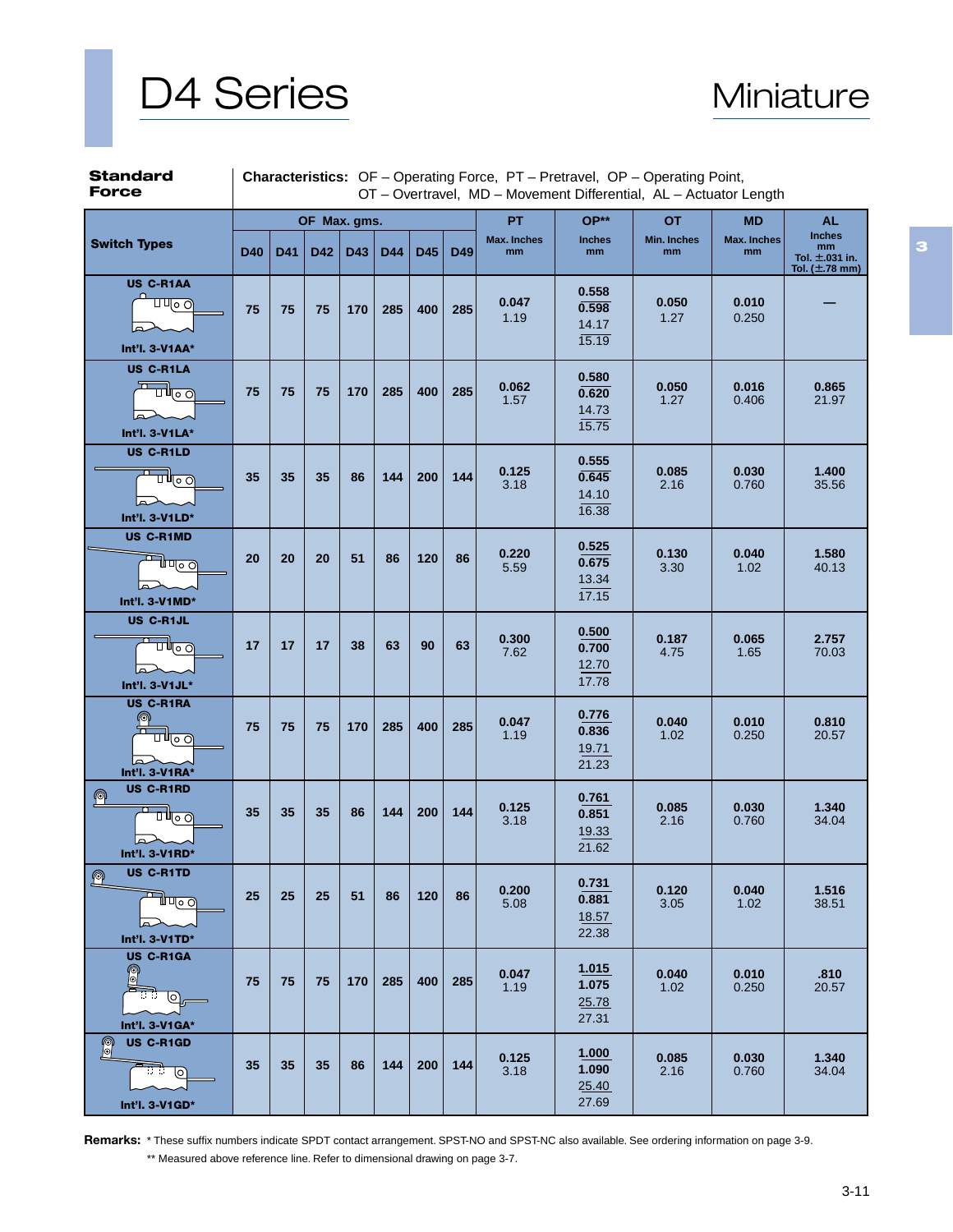# D4 Series

Miniature

**Standard Force**

**Characteristics:** OF – Operating Force, PT – Pretravel, OP – Operating Point, OT – Overtravel, MD – Movement Differential, AL – Actuator Length

| Switch Types | OF Max. gms. | | | | | | | PT | OP** | OT | MD | AL |
|---|---|---|---|---|---|---|---|---|---|---|---|---|
| | D40 | D41 | D42 | D43 | D44 | D45 | D49 | Max. Inches mm | Inches mm | Min. Inches mm | Max. Inches mm | Inches mm Tol. ±.031 in. Tol. (±.78 mm) |
| US C-R1AA Int'l. 3-V1AA* | 75 | 75 | 75 | 170 | 285 | 400 | 285 | 0.047 1.19 | 0.558 0.598 14.17 15.19 | 0.050 1.27 | 0.010 0.250 | — |
| US C-R1LA Int'l. 3-V1LA* | 75 | 75 | 75 | 170 | 285 | 400 | 285 | 0.062 1.57 | 0.580 0.620 14.73 15.75 | 0.050 1.27 | 0.016 0.406 | 0.865 21.97 |
| US C-R1LD Int'l. 3-V1LD* | 35 | 35 | 35 | 86 | 144 | 200 | 144 | 0.125 3.18 | 0.555 0.645 14.10 16.38 | 0.085 2.16 | 0.030 0.760 | 1.400 35.56 |
| US C-R1MD Int'l. 3-V1MD* | 20 | 20 | 20 | 51 | 86 | 120 | 86 | 0.220 5.59 | 0.525 0.675 13.34 17.15 | 0.130 3.30 | 0.040 1.02 | 1.580 40.13 |
| US C-R1JL Int'l. 3-V1JL* | 17 | 17 | 17 | 38 | 63 | 90 | 63 | 0.300 7.62 | 0.500 0.700 12.70 17.78 | 0.187 4.75 | 0.065 1.65 | 2.757 70.03 |
| US C-R1RA Int'l. 3-V1RA* | 75 | 75 | 75 | 170 | 285 | 400 | 285 | 0.047 1.19 | 0.776 0.836 19.71 21.23 | 0.040 1.02 | 0.010 0.250 | 0.810 20.57 |
| US C-R1RD Int'l. 3-V1RD* | 35 | 35 | 35 | 86 | 144 | 200 | 144 | 0.125 3.18 | 0.761 0.851 19.33 21.62 | 0.085 2.16 | 0.030 0.760 | 1.340 34.04 |
| US C-R1TD Int'l. 3-V1TD* | 25 | 25 | 25 | 51 | 86 | 120 | 86 | 0.200 5.08 | 0.731 0.881 18.57 22.38 | 0.120 3.05 | 0.040 1.02 | 1.516 38.51 |
| US C-R1GA Int'l. 3-V1GA* | 75 | 75 | 75 | 170 | 285 | 400 | 285 | 0.047 1.19 | 1.015 1.075 25.78 27.31 | 0.040 1.02 | 0.010 0.250 | .810 20.57 |
| US C-R1GD Int'l. 3-V1GD* | 35 | 35 | 35 | 86 | 144 | 200 | 144 | 0.125 3.18 | 1.000 1.090 25.40 27.69 | 0.085 2.16 | 0.030 0.760 | 1.340 34.04 |

**Remarks:** * These suffix numbers indicate SPDT contact arrangement. SPST-NO and SPST-NC also available. See ordering information on page 3-9.

** Measured above reference line. Refer to dimensional drawing on page 3-7.